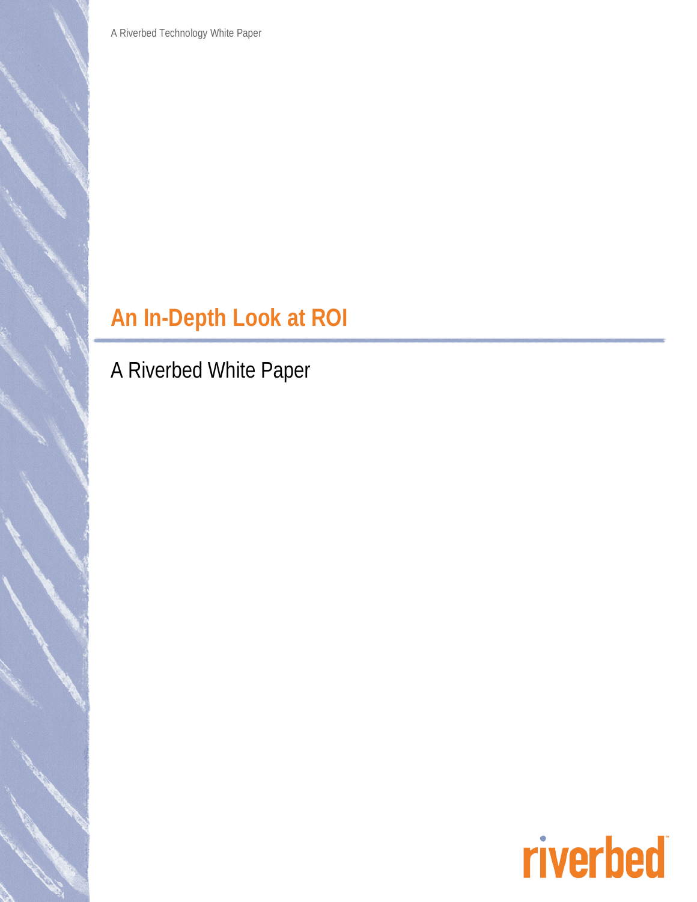A Riverbed Technology White Paper

# An In-Depth Look at ROI

## A Riverbed White Paper

riverbed™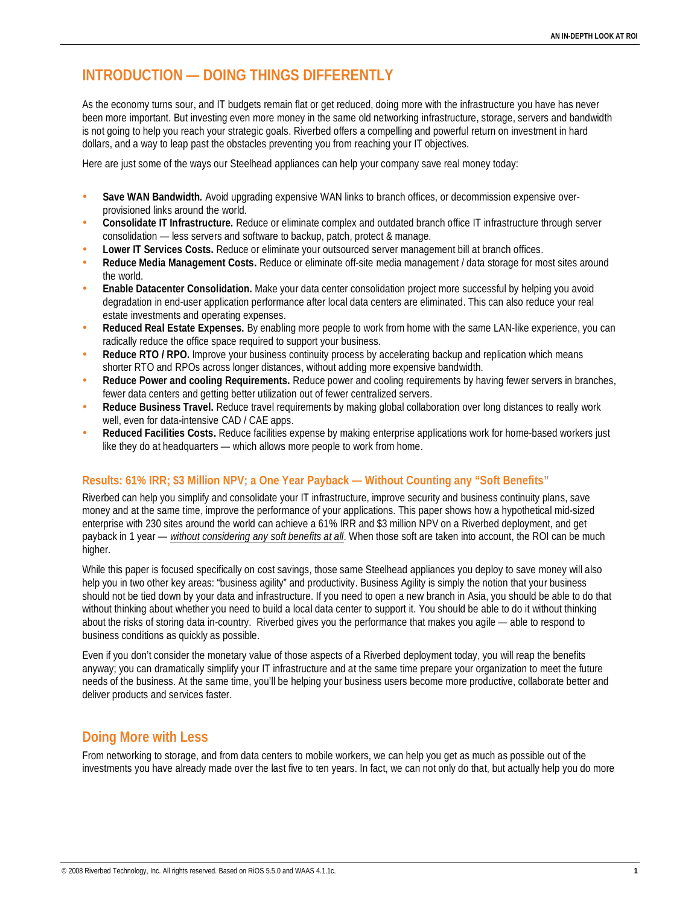# INTRODUCTION — DOING THINGS DIFFERENTLY

As the economy turns sour, and IT budgets remain flat or get reduced, doing more with the infrastructure you have has never been more important. But investing even more money in the same old networking infrastructure, storage, servers and bandwidth is not going to help you reach your strategic goals. Riverbed offers a compelling and powerful return on investment in hard dollars, and a way to leap past the obstacles preventing you from reaching your IT objectives.

Here are just some of the ways our Steelhead appliances can help your company save real money today:

- **Save WAN Bandwidth.** Avoid upgrading expensive WAN links to branch offices, or decommission expensive over-provisioned links around the world.
- **Consolidate IT Infrastructure.** Reduce or eliminate complex and outdated branch office IT infrastructure through server consolidation — less servers and software to backup, patch, protect & manage.
- **Lower IT Services Costs.** Reduce or eliminate your outsourced server management bill at branch offices.
- **Reduce Media Management Costs.** Reduce or eliminate off-site media management / data storage for most sites around the world.
- **Enable Datacenter Consolidation.** Make your data center consolidation project more successful by helping you avoid degradation in end-user application performance after local data centers are eliminated. This can also reduce your real estate investments and operating expenses.
- **Reduced Real Estate Expenses.** By enabling more people to work from home with the same LAN-like experience, you can radically reduce the office space required to support your business.
- **Reduce RTO / RPO.** Improve your business continuity process by accelerating backup and replication which means shorter RTO and RPOs across longer distances, without adding more expensive bandwidth.
- **Reduce Power and cooling Requirements.** Reduce power and cooling requirements by having fewer servers in branches, fewer data centers and getting better utilization out of fewer centralized servers.
- **Reduce Business Travel.** Reduce travel requirements by making global collaboration over long distances to really work well, even for data-intensive CAD / CAE apps.
- **Reduced Facilities Costs.** Reduce facilities expense by making enterprise applications work for home-based workers just like they do at headquarters — which allows more people to work from home.

### Results: 61% IRR; $3 Million NPV; a One Year Payback — Without Counting any "Soft Benefits"

Riverbed can help you simplify and consolidate your IT infrastructure, improve security and business continuity plans, save money and at the same time, improve the performance of your applications. This paper shows how a hypothetical mid-sized enterprise with 230 sites around the world can achieve a 61% IRR and $3 million NPV on a Riverbed deployment, and get payback in 1 year — *without considering any soft benefits at all*. When those soft are taken into account, the ROI can be much higher.

While this paper is focused specifically on cost savings, those same Steelhead appliances you deploy to save money will also help you in two other key areas: "business agility" and productivity. Business Agility is simply the notion that your business should not be tied down by your data and infrastructure. If you need to open a new branch in Asia, you should be able to do that without thinking about whether you need to build a local data center to support it. You should be able to do it without thinking about the risks of storing data in-country. Riverbed gives you the performance that makes you agile — able to respond to business conditions as quickly as possible.

Even if you don't consider the monetary value of those aspects of a Riverbed deployment today, you will reap the benefits anyway; you can dramatically simplify your IT infrastructure and at the same time prepare your organization to meet the future needs of the business. At the same time, you'll be helping your business users become more productive, collaborate better and deliver products and services faster.

## Doing More with Less

From networking to storage, and from data centers to mobile workers, we can help you get as much as possible out of the investments you have already made over the last five to ten years. In fact, we can not only do that, but actually help you do more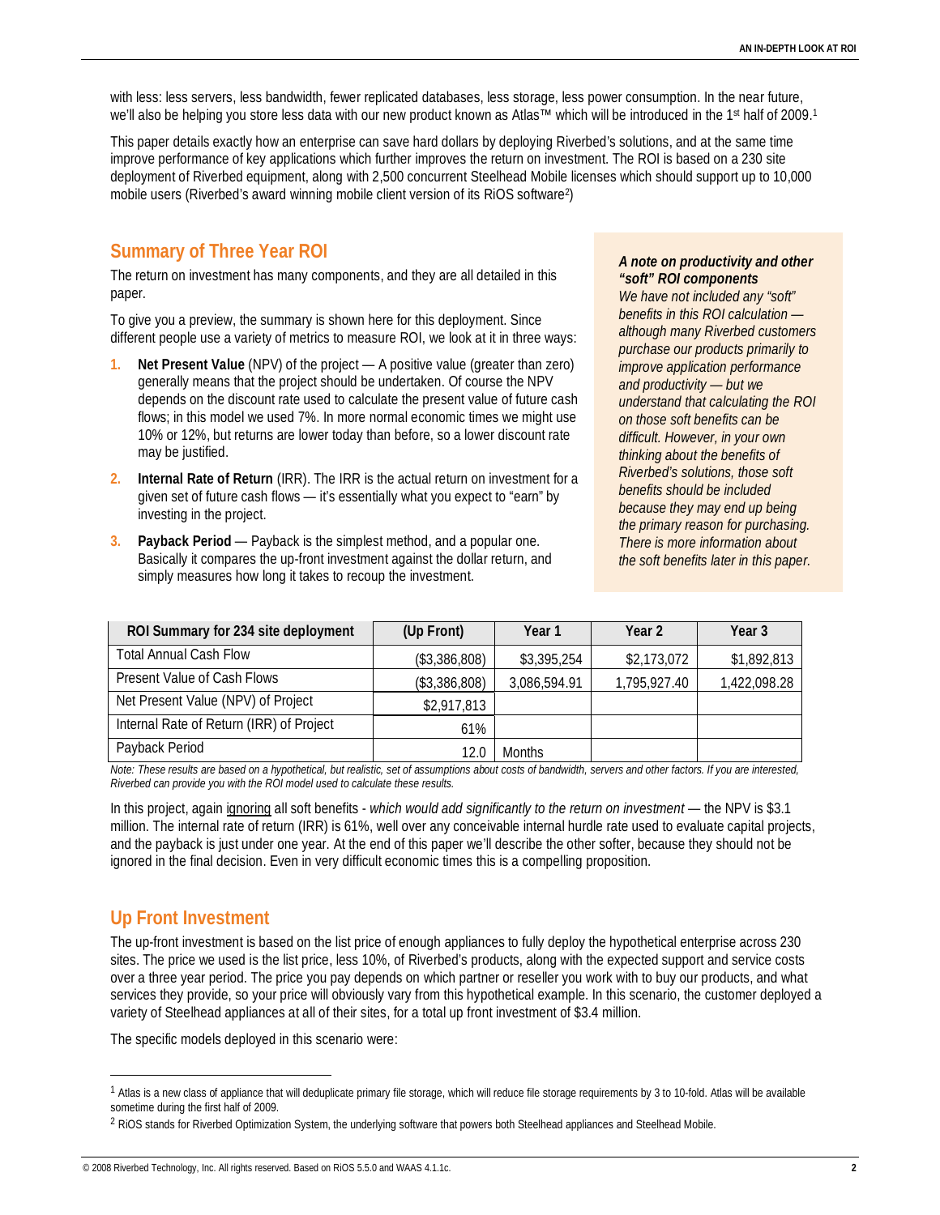with less: less servers, less bandwidth, fewer replicated databases, less storage, less power consumption. In the near future, we'll also be helping you store less data with our new product known as Atlas™ which will be introduced in the 1st half of 2009.[1]

This paper details exactly how an enterprise can save hard dollars by deploying Riverbed's solutions, and at the same time improve performance of key applications which further improves the return on investment. The ROI is based on a 230 site deployment of Riverbed equipment, along with 2,500 concurrent Steelhead Mobile licenses which should support up to 10,000 mobile users (Riverbed's award winning mobile client version of its RiOS software[2])

## Summary of Three Year ROI

The return on investment has many components, and they are all detailed in this paper.

To give you a preview, the summary is shown here for this deployment. Since different people use a variety of metrics to measure ROI, we look at it in three ways:

1. **Net Present Value** (NPV) of the project — A positive value (greater than zero) generally means that the project should be undertaken. Of course the NPV depends on the discount rate used to calculate the present value of future cash flows; in this model we used 7%. In more normal economic times we might use 10% or 12%, but returns are lower today than before, so a lower discount rate may be justified.
2. **Internal Rate of Return** (IRR). The IRR is the actual return on investment for a given set of future cash flows — it's essentially what you expect to "earn" by investing in the project.
3. **Payback Period** — Payback is the simplest method, and a popular one. Basically it compares the up-front investment against the dollar return, and simply measures how long it takes to recoup the investment.

***A note on productivity and other "soft" ROI components***
*We have not included any "soft" benefits in this ROI calculation — although many Riverbed customers purchase our products primarily to improve application performance and productivity — but we understand that calculating the ROI on those soft benefits can be difficult. However, in your own thinking about the benefits of Riverbed's solutions, those soft benefits should be included because they may end up being the primary reason for purchasing. There is more information about the soft benefits later in this paper.*

| ROI Summary for 234 site deployment | (Up Front) | Year 1 | Year 2 | Year 3 |
|---|---|---|---|---|
| Total Annual Cash Flow | ($3,386,808) | $3,395,254 | $2,173,072 | $1,892,813 |
| Present Value of Cash Flows | ($3,386,808) | 3,086,594.91 | 1,795,927.40 | 1,422,098.28 |
| Net Present Value (NPV) of Project | $2,917,813 | | | |
| Internal Rate of Return (IRR) of Project | 61% | | | |
| Payback Period | 12.0 | Months | | |

*Note: These results are based on a hypothetical, but realistic, set of assumptions about costs of bandwidth, servers and other factors. If you are interested, Riverbed can provide you with the ROI model used to calculate these results.*

In this project, again ignoring all soft benefits - *which would add significantly to the return on investment* — the NPV is $3.1 million. The internal rate of return (IRR) is 61%, well over any conceivable internal hurdle rate used to evaluate capital projects, and the payback is just under one year. At the end of this paper we'll describe the other softer, because they should not be ignored in the final decision. Even in very difficult economic times this is a compelling proposition.

## Up Front Investment

The up-front investment is based on the list price of enough appliances to fully deploy the hypothetical enterprise across 230 sites. The price we used is the list price, less 10%, of Riverbed's products, along with the expected support and service costs over a three year period. The price you pay depends on which partner or reseller you work with to buy our products, and what services they provide, so your price will obviously vary from this hypothetical example. In this scenario, the customer deployed a variety of Steelhead appliances at all of their sites, for a total up front investment of $3.4 million.

The specific models deployed in this scenario were:

[1] Atlas is a new class of appliance that will deduplicate primary file storage, which will reduce file storage requirements by 3 to 10-fold. Atlas will be available sometime during the first half of 2009.

[2] RiOS stands for Riverbed Optimization System, the underlying software that powers both Steelhead appliances and Steelhead Mobile.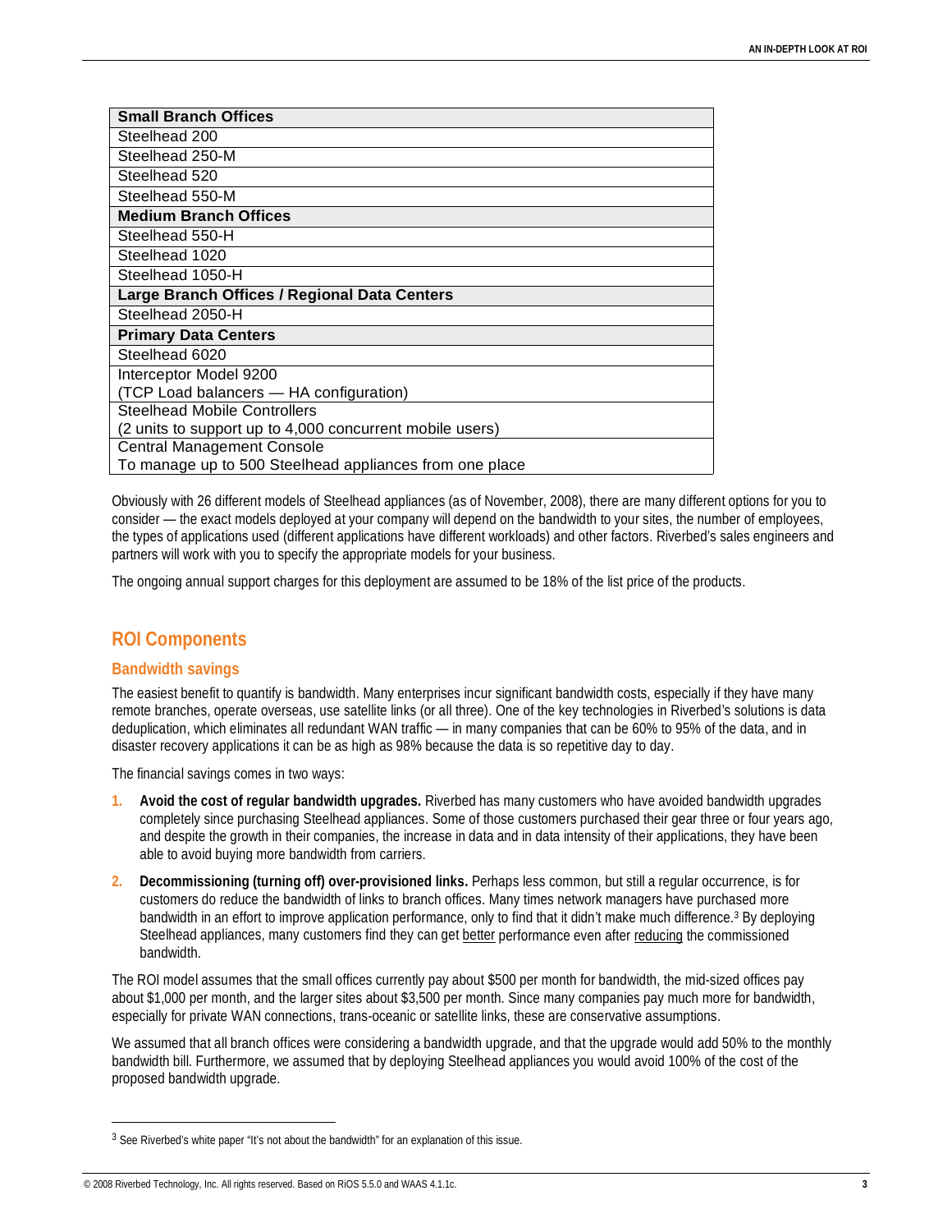| Small Branch Offices |
| --- |
| Steelhead 200 |
| Steelhead 250-M |
| Steelhead 520 |
| Steelhead 550-M |
| **Medium Branch Offices** |
| Steelhead 550-H |
| Steelhead 1020 |
| Steelhead 1050-H |
| **Large Branch Offices / Regional Data Centers** |
| Steelhead 2050-H |
| **Primary Data Centers** |
| Steelhead 6020 |
| Interceptor Model 9200 (TCP Load balancers — HA configuration) |
| Steelhead Mobile Controllers (2 units to support up to 4,000 concurrent mobile users) |
| Central Management Console To manage up to 500 Steelhead appliances from one place |

Obviously with 26 different models of Steelhead appliances (as of November, 2008), there are many different options for you to consider — the exact models deployed at your company will depend on the bandwidth to your sites, the number of employees, the types of applications used (different applications have different workloads) and other factors. Riverbed's sales engineers and partners will work with you to specify the appropriate models for your business.

The ongoing annual support charges for this deployment are assumed to be 18% of the list price of the products.

## ROI Components

### Bandwidth savings

The easiest benefit to quantify is bandwidth. Many enterprises incur significant bandwidth costs, especially if they have many remote branches, operate overseas, use satellite links (or all three). One of the key technologies in Riverbed's solutions is data deduplication, which eliminates all redundant WAN traffic — in many companies that can be 60% to 95% of the data, and in disaster recovery applications it can be as high as 98% because the data is so repetitive day to day.

The financial savings comes in two ways:

1. **Avoid the cost of regular bandwidth upgrades.** Riverbed has many customers who have avoided bandwidth upgrades completely since purchasing Steelhead appliances. Some of those customers purchased their gear three or four years ago, and despite the growth in their companies, the increase in data and in data intensity of their applications, they have been able to avoid buying more bandwidth from carriers.
2. **Decommissioning (turning off) over-provisioned links.** Perhaps less common, but still a regular occurrence, is for customers do reduce the bandwidth of links to branch offices. Many times network managers have purchased more bandwidth in an effort to improve application performance, only to find that it didn't make much difference.[3] By deploying Steelhead appliances, many customers find they can get <u>better</u> performance even after <u>reducing</u> the commissioned bandwidth.

The ROI model assumes that the small offices currently pay about $500 per month for bandwidth, the mid-sized offices pay about $1,000 per month, and the larger sites about $3,500 per month. Since many companies pay much more for bandwidth, especially for private WAN connections, trans-oceanic or satellite links, these are conservative assumptions.

We assumed that all branch offices were considering a bandwidth upgrade, and that the upgrade would add 50% to the monthly bandwidth bill. Furthermore, we assumed that by deploying Steelhead appliances you would avoid 100% of the cost of the proposed bandwidth upgrade.

---

[3] See Riverbed's white paper "It's not about the bandwidth" for an explanation of this issue.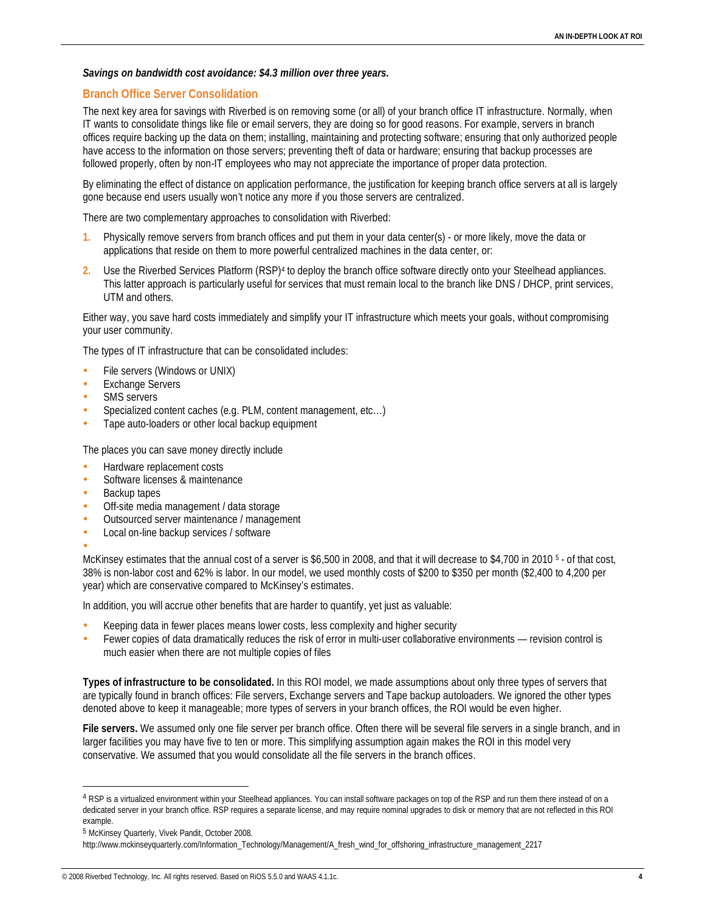***Savings on bandwidth cost avoidance: $4.3 million over three years.***

## Branch Office Server Consolidation

The next key area for savings with Riverbed is on removing some (or all) of your branch office IT infrastructure. Normally, when IT wants to consolidate things like file or email servers, they are doing so for good reasons. For example, servers in branch offices require backing up the data on them; installing, maintaining and protecting software; ensuring that only authorized people have access to the information on those servers; preventing theft of data or hardware; ensuring that backup processes are followed properly, often by non-IT employees who may not appreciate the importance of proper data protection.

By eliminating the effect of distance on application performance, the justification for keeping branch office servers at all is largely gone because end users usually won't notice any more if you those servers are centralized.

There are two complementary approaches to consolidation with Riverbed:

1. Physically remove servers from branch offices and put them in your data center(s) - or more likely, move the data or applications that reside on them to more powerful centralized machines in the data center, or:
2. Use the Riverbed Services Platform (RSP)[4] to deploy the branch office software directly onto your Steelhead appliances. This latter approach is particularly useful for services that must remain local to the branch like DNS / DHCP, print services, UTM and others.

Either way, you save hard costs immediately and simplify your IT infrastructure which meets your goals, without compromising your user community.

The types of IT infrastructure that can be consolidated includes:

- File servers (Windows or UNIX)
- Exchange Servers
- SMS servers
- Specialized content caches (e.g. PLM, content management, etc…)
- Tape auto-loaders or other local backup equipment

The places you can save money directly include

- Hardware replacement costs
- Software licenses & maintenance
- Backup tapes
- Off-site media management / data storage
- Outsourced server maintenance / management
- Local on-line backup services / software

McKinsey estimates that the annual cost of a server is $6,500 in 2008, and that it will decrease to $4,700 in 2010 [5] - of that cost, 38% is non-labor cost and 62% is labor. In our model, we used monthly costs of $200 to $350 per month ($2,400 to 4,200 per year) which are conservative compared to McKinsey's estimates.

In addition, you will accrue other benefits that are harder to quantify, yet just as valuable:

- Keeping data in fewer places means lower costs, less complexity and higher security
- Fewer copies of data dramatically reduces the risk of error in multi-user collaborative environments — revision control is much easier when there are not multiple copies of files

**Types of infrastructure to be consolidated.** In this ROI model, we made assumptions about only three types of servers that are typically found in branch offices: File servers, Exchange servers and Tape backup autoloaders. We ignored the other types denoted above to keep it manageable; more types of servers in your branch offices, the ROI would be even higher.

**File servers.** We assumed only one file server per branch office. Often there will be several file servers in a single branch, and in larger facilities you may have five to ten or more. This simplifying assumption again makes the ROI in this model very conservative. We assumed that you would consolidate all the file servers in the branch offices.

---

[4] RSP is a virtualized environment within your Steelhead appliances. You can install software packages on top of the RSP and run them there instead of on a dedicated server in your branch office. RSP requires a separate license, and may require nominal upgrades to disk or memory that are not reflected in this ROI example.

[5] McKinsey Quarterly, Vivek Pandit, October 2008.
http://www.mckinseyquarterly.com/Information_Technology/Management/A_fresh_wind_for_offshoring_infrastructure_management_2217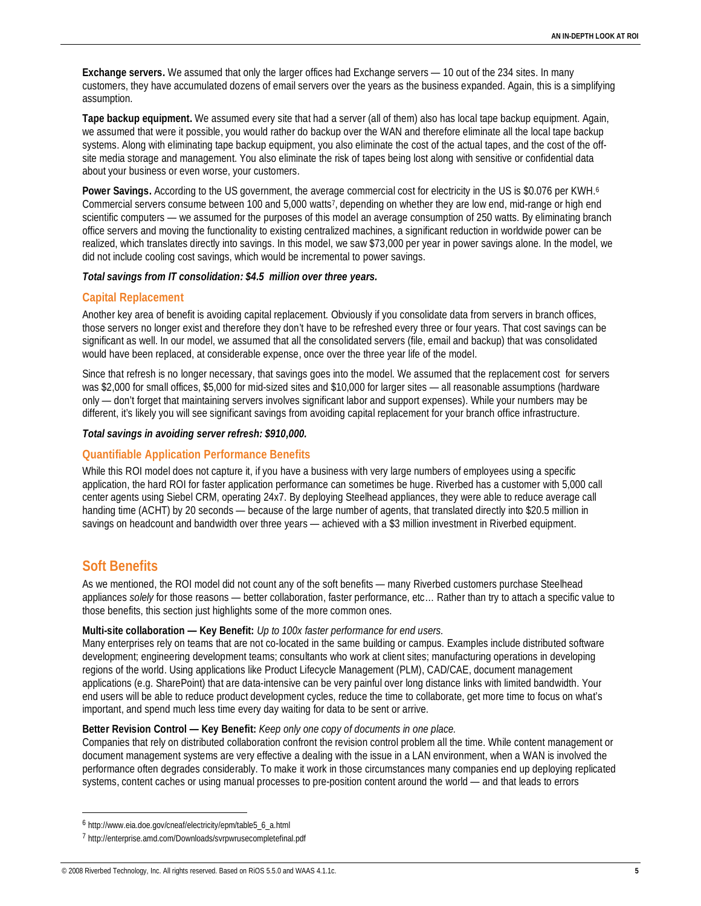**Exchange servers.** We assumed that only the larger offices had Exchange servers — 10 out of the 234 sites. In many customers, they have accumulated dozens of email servers over the years as the business expanded. Again, this is a simplifying assumption.

**Tape backup equipment.** We assumed every site that had a server (all of them) also has local tape backup equipment. Again, we assumed that were it possible, you would rather do backup over the WAN and therefore eliminate all the local tape backup systems. Along with eliminating tape backup equipment, you also eliminate the cost of the actual tapes, and the cost of the off-site media storage and management. You also eliminate the risk of tapes being lost along with sensitive or confidential data about your business or even worse, your customers.

**Power Savings.** According to the US government, the average commercial cost for electricity in the US is $0.076 per KWH.[6] Commercial servers consume between 100 and 5,000 watts[7], depending on whether they are low end, mid-range or high end scientific computers — we assumed for the purposes of this model an average consumption of 250 watts. By eliminating branch office servers and moving the functionality to existing centralized machines, a significant reduction in worldwide power can be realized, which translates directly into savings. In this model, we saw $73,000 per year in power savings alone. In the model, we did not include cooling cost savings, which would be incremental to power savings.

***Total savings from IT consolidation: $4.5 million over three years.***

### Capital Replacement

Another key area of benefit is avoiding capital replacement. Obviously if you consolidate data from servers in branch offices, those servers no longer exist and therefore they don't have to be refreshed every three or four years. That cost savings can be significant as well. In our model, we assumed that all the consolidated servers (file, email and backup) that was consolidated would have been replaced, at considerable expense, once over the three year life of the model.

Since that refresh is no longer necessary, that savings goes into the model. We assumed that the replacement cost for servers was $2,000 for small offices, $5,000 for mid-sized sites and $10,000 for larger sites — all reasonable assumptions (hardware only — don't forget that maintaining servers involves significant labor and support expenses). While your numbers may be different, it's likely you will see significant savings from avoiding capital replacement for your branch office infrastructure.

***Total savings in avoiding server refresh: $910,000.***

### Quantifiable Application Performance Benefits

While this ROI model does not capture it, if you have a business with very large numbers of employees using a specific application, the hard ROI for faster application performance can sometimes be huge. Riverbed has a customer with 5,000 call center agents using Siebel CRM, operating 24x7. By deploying Steelhead appliances, they were able to reduce average call handing time (ACHT) by 20 seconds — because of the large number of agents, that translated directly into $20.5 million in savings on headcount and bandwidth over three years — achieved with a $3 million investment in Riverbed equipment.

## Soft Benefits

As we mentioned, the ROI model did not count any of the soft benefits — many Riverbed customers purchase Steelhead appliances *solely* for those reasons — better collaboration, faster performance, etc… Rather than try to attach a specific value to those benefits, this section just highlights some of the more common ones.

**Multi-site collaboration — Key Benefit:** *Up to 100x faster performance for end users.*
Many enterprises rely on teams that are not co-located in the same building or campus. Examples include distributed software development; engineering development teams; consultants who work at client sites; manufacturing operations in developing regions of the world. Using applications like Product Lifecycle Management (PLM), CAD/CAE, document management applications (e.g. SharePoint) that are data-intensive can be very painful over long distance links with limited bandwidth. Your end users will be able to reduce product development cycles, reduce the time to collaborate, get more time to focus on what's important, and spend much less time every day waiting for data to be sent or arrive.

**Better Revision Control — Key Benefit:** *Keep only one copy of documents in one place.*
Companies that rely on distributed collaboration confront the revision control problem all the time. While content management or document management systems are very effective a dealing with the issue in a LAN environment, when a WAN is involved the performance often degrades considerably. To make it work in those circumstances many companies end up deploying replicated systems, content caches or using manual processes to pre-position content around the world — and that leads to errors

---

[6] http://www.eia.doe.gov/cneaf/electricity/epm/table5_6_a.html

[7] http://enterprise.amd.com/Downloads/svrpwrusecompletefinal.pdf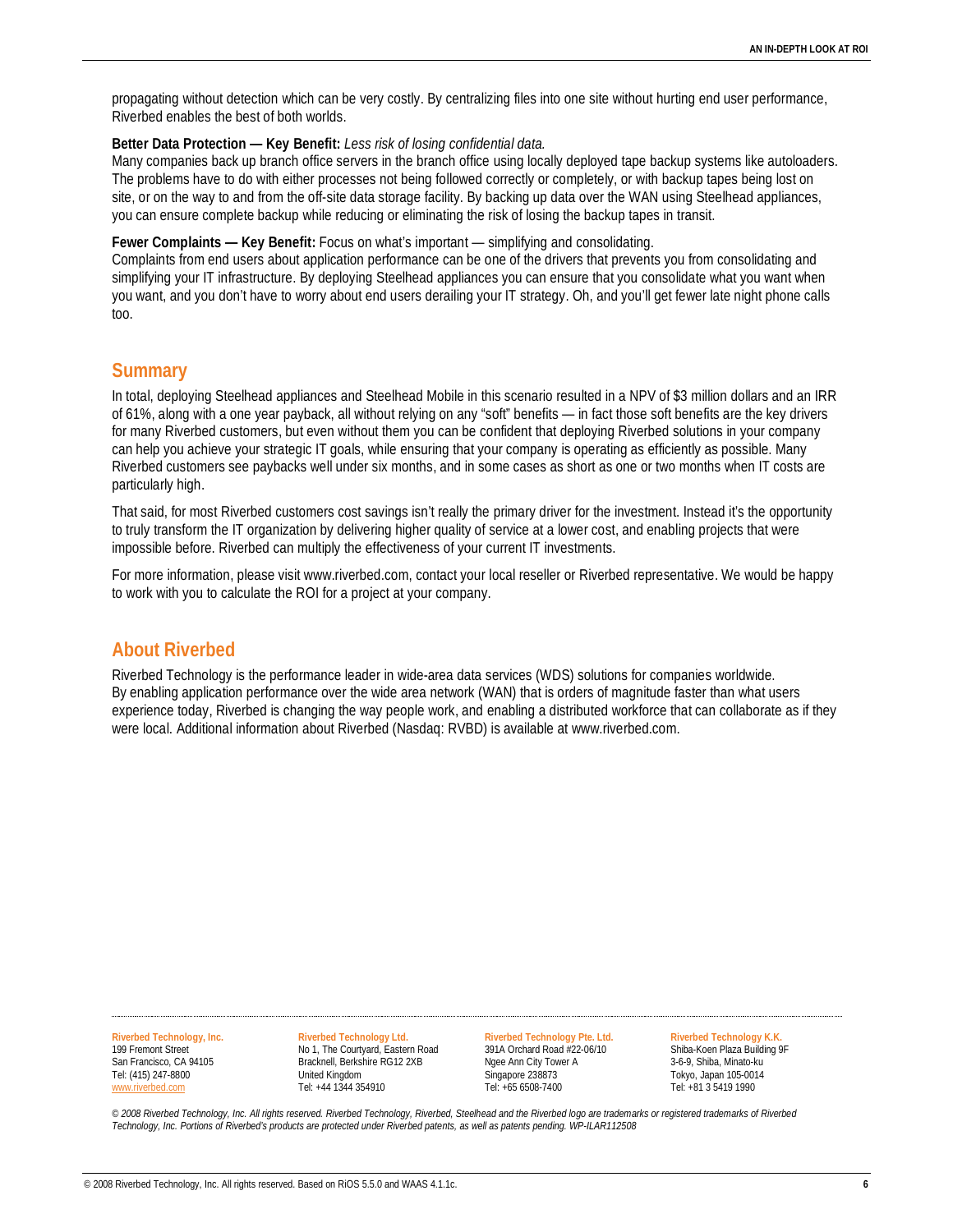propagating without detection which can be very costly. By centralizing files into one site without hurting end user performance, Riverbed enables the best of both worlds.

**Better Data Protection — Key Benefit:** *Less risk of losing confidential data.*
Many companies back up branch office servers in the branch office using locally deployed tape backup systems like autoloaders. The problems have to do with either processes not being followed correctly or completely, or with backup tapes being lost on site, or on the way to and from the off-site data storage facility. By backing up data over the WAN using Steelhead appliances, you can ensure complete backup while reducing or eliminating the risk of losing the backup tapes in transit.

**Fewer Complaints — Key Benefit:** Focus on what's important — simplifying and consolidating.
Complaints from end users about application performance can be one of the drivers that prevents you from consolidating and simplifying your IT infrastructure. By deploying Steelhead appliances you can ensure that you consolidate what you want when you want, and you don't have to worry about end users derailing your IT strategy. Oh, and you'll get fewer late night phone calls too.

## Summary

In total, deploying Steelhead appliances and Steelhead Mobile in this scenario resulted in a NPV of $3 million dollars and an IRR of 61%, along with a one year payback, all without relying on any "soft" benefits — in fact those soft benefits are the key drivers for many Riverbed customers, but even without them you can be confident that deploying Riverbed solutions in your company can help you achieve your strategic IT goals, while ensuring that your company is operating as efficiently as possible. Many Riverbed customers see paybacks well under six months, and in some cases as short as one or two months when IT costs are particularly high.

That said, for most Riverbed customers cost savings isn't really the primary driver for the investment. Instead it's the opportunity to truly transform the IT organization by delivering higher quality of service at a lower cost, and enabling projects that were impossible before. Riverbed can multiply the effectiveness of your current IT investments.

For more information, please visit www.riverbed.com, contact your local reseller or Riverbed representative. We would be happy to work with you to calculate the ROI for a project at your company.

## About Riverbed

Riverbed Technology is the performance leader in wide-area data services (WDS) solutions for companies worldwide. By enabling application performance over the wide area network (WAN) that is orders of magnitude faster than what users experience today, Riverbed is changing the way people work, and enabling a distributed workforce that can collaborate as if they were local. Additional information about Riverbed (Nasdaq: RVBD) is available at www.riverbed.com.

**Riverbed Technology, Inc.**
199 Fremont Street
San Francisco, CA 94105
Tel: (415) 247-8800
www.riverbed.com

**Riverbed Technology Ltd.**
No 1, The Courtyard, Eastern Road
Bracknell, Berkshire RG12 2XB
United Kingdom
Tel: +44 1344 354910

**Riverbed Technology Pte. Ltd.**
391A Orchard Road #22-06/10
Ngee Ann City Tower A
Singapore 238873
Tel: +65 6508-7400

**Riverbed Technology K.K.**
Shiba-Koen Plaza Building 9F
3-6-9, Shiba, Minato-ku
Tokyo, Japan 105-0014
Tel: +81 3 5419 1990

*© 2008 Riverbed Technology, Inc. All rights reserved. Riverbed Technology, Riverbed, Steelhead and the Riverbed logo are trademarks or registered trademarks of Riverbed Technology, Inc. Portions of Riverbed's products are protected under Riverbed patents, as well as patents pending. WP-ILAR112508*